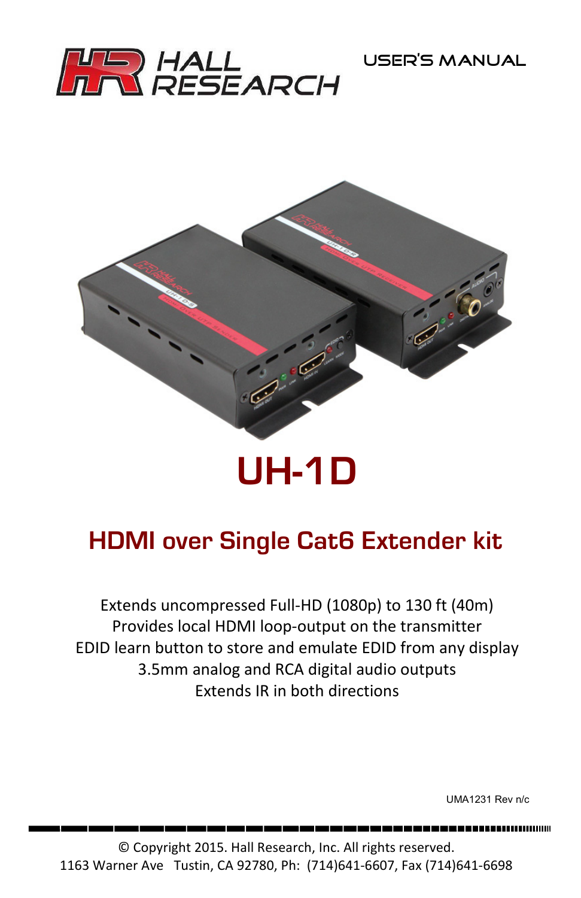HALL RESEARCH

USER'S MANUAL

# UH-1D

## HDMI over Single Cat6 Extender kit

Extends uncompressed Full-HD (1080p) to 130 ft (40m)
Provides local HDMI loop-output on the transmitter
EDID learn button to store and emulate EDID from any display
3.5mm analog and RCA digital audio outputs
Extends IR in both directions

UMA1231 Rev n/c

© Copyright 2015. Hall Research, Inc. All rights reserved.
1163 Warner Ave Tustin, CA 92780, Ph: (714)641-6607, Fax (714)641-6698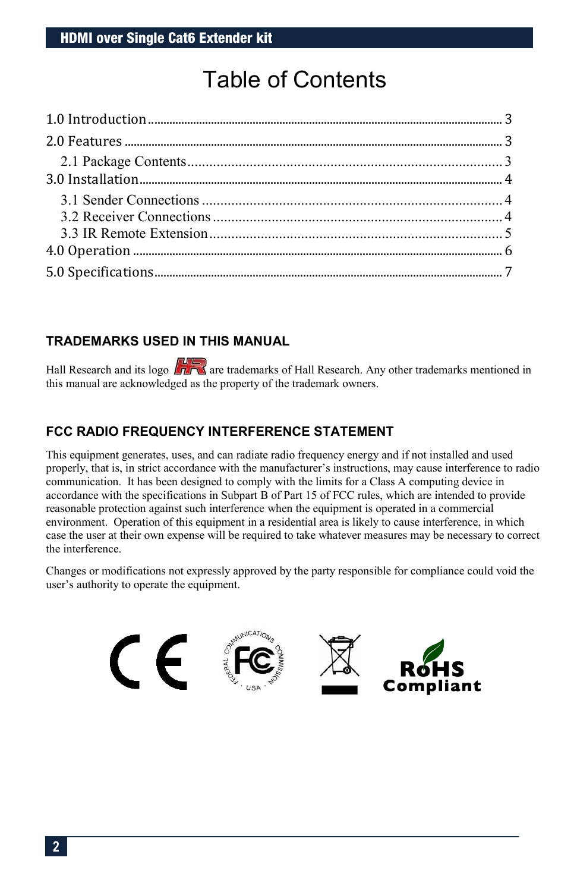# Table of Contents

1.0 Introduction ........ 3
2.0 Features ........ 3
  2.1 Package Contents ........ 3
3.0 Installation ........ 4
  3.1 Sender Connections ........ 4
  3.2 Receiver Connections ........ 4
  3.3 IR Remote Extension ........ 5
4.0 Operation ........ 6
5.0 Specifications ........ 7

### TRADEMARKS USED IN THIS MANUAL

Hall Research and its logo are trademarks of Hall Research. Any other trademarks mentioned in this manual are acknowledged as the property of the trademark owners.

### FCC RADIO FREQUENCY INTERFERENCE STATEMENT

This equipment generates, uses, and can radiate radio frequency energy and if not installed and used properly, that is, in strict accordance with the manufacturer's instructions, may cause interference to radio communication. It has been designed to comply with the limits for a Class A computing device in accordance with the specifications in Subpart B of Part 15 of FCC rules, which are intended to provide reasonable protection against such interference when the equipment is operated in a commercial environment. Operation of this equipment in a residential area is likely to cause interference, in which case the user at their own expense will be required to take whatever measures may be necessary to correct the interference.

Changes or modifications not expressly approved by the party responsible for compliance could void the user's authority to operate the equipment.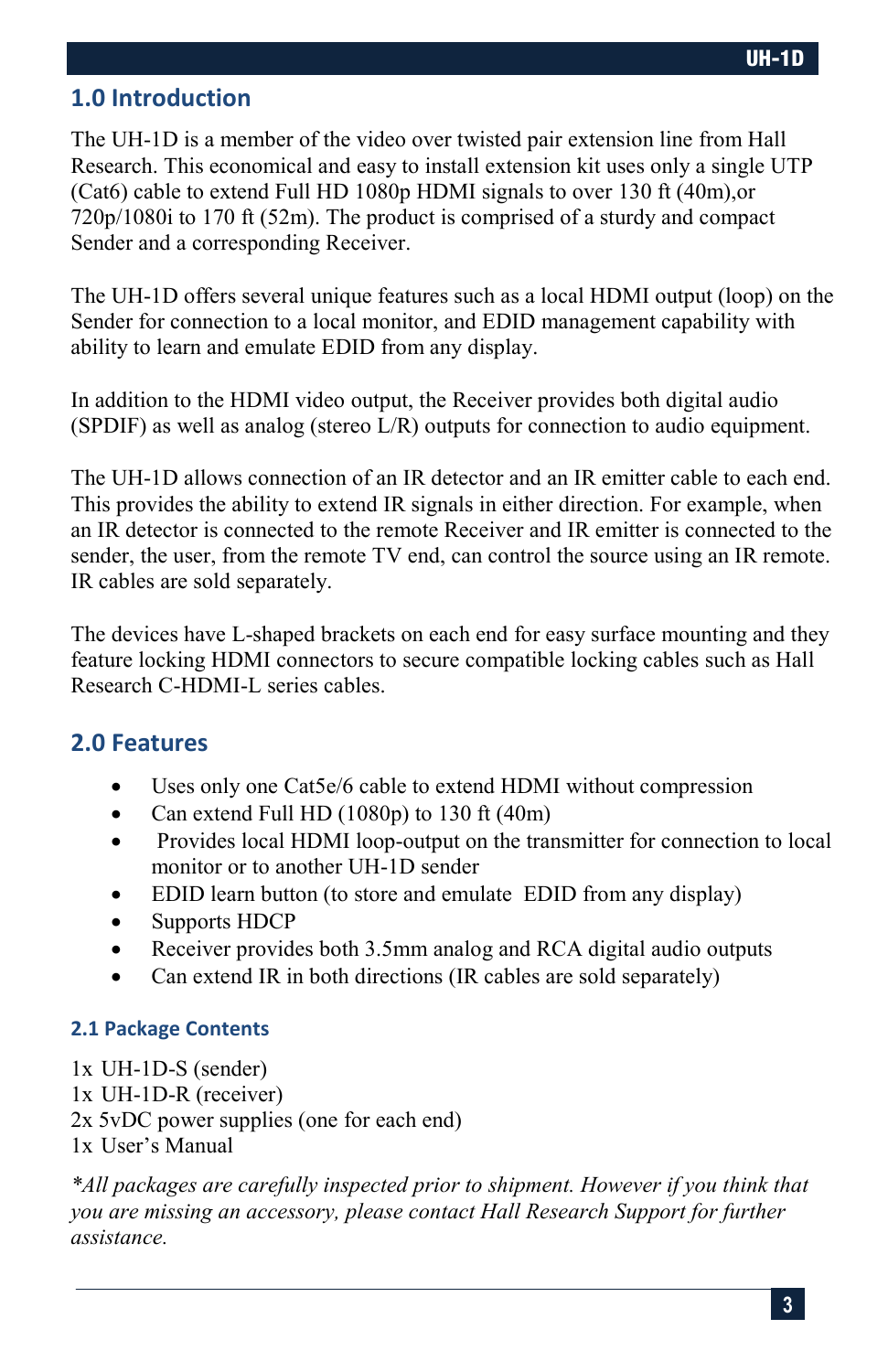## 1.0 Introduction

The UH-1D is a member of the video over twisted pair extension line from Hall Research. This economical and easy to install extension kit uses only a single UTP (Cat6) cable to extend Full HD 1080p HDMI signals to over 130 ft (40m),or 720p/1080i to 170 ft (52m). The product is comprised of a sturdy and compact Sender and a corresponding Receiver.

The UH-1D offers several unique features such as a local HDMI output (loop) on the Sender for connection to a local monitor, and EDID management capability with ability to learn and emulate EDID from any display.

In addition to the HDMI video output, the Receiver provides both digital audio (SPDIF) as well as analog (stereo L/R) outputs for connection to audio equipment.

The UH-1D allows connection of an IR detector and an IR emitter cable to each end. This provides the ability to extend IR signals in either direction. For example, when an IR detector is connected to the remote Receiver and IR emitter is connected to the sender, the user, from the remote TV end, can control the source using an IR remote. IR cables are sold separately.

The devices have L-shaped brackets on each end for easy surface mounting and they feature locking HDMI connectors to secure compatible locking cables such as Hall Research C-HDMI-L series cables.

## 2.0 Features

- Uses only one Cat5e/6 cable to extend HDMI without compression
- Can extend Full HD (1080p) to 130 ft (40m)
- Provides local HDMI loop-output on the transmitter for connection to local monitor or to another UH-1D sender
- EDID learn button (to store and emulate EDID from any display)
- Supports HDCP
- Receiver provides both 3.5mm analog and RCA digital audio outputs
- Can extend IR in both directions (IR cables are sold separately)

### 2.1 Package Contents

1x UH-1D-S (sender)
1x UH-1D-R (receiver)
2x 5vDC power supplies (one for each end)
1x User's Manual

*\*All packages are carefully inspected prior to shipment. However if you think that you are missing an accessory, please contact Hall Research Support for further assistance.*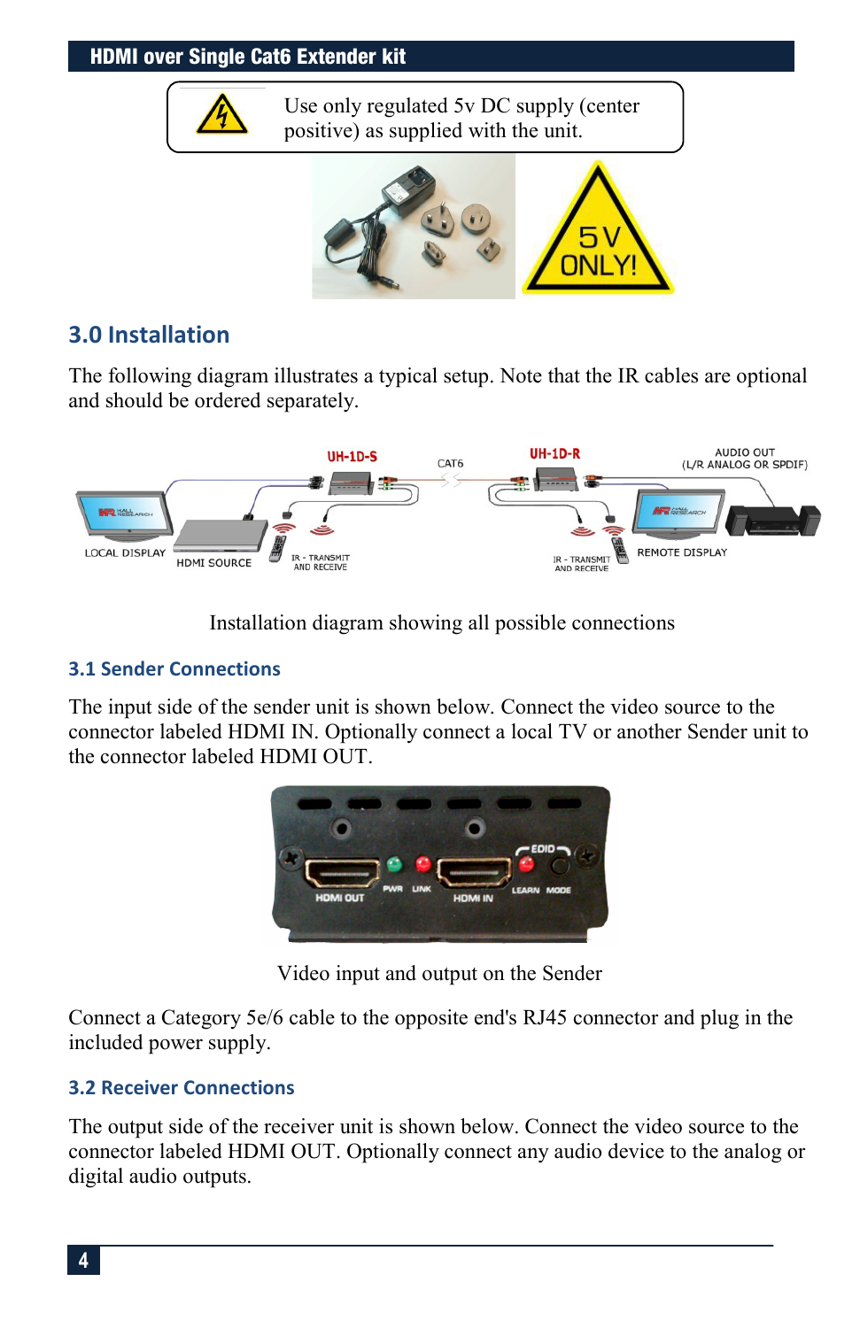Use only regulated 5v DC supply (center positive) as supplied with the unit.

## 3.0 Installation

The following diagram illustrates a typical setup. Note that the IR cables are optional and should be ordered separately.

Installation diagram showing all possible connections

### 3.1 Sender Connections

The input side of the sender unit is shown below. Connect the video source to the connector labeled HDMI IN. Optionally connect a local TV or another Sender unit to the connector labeled HDMI OUT.

Video input and output on the Sender

Connect a Category 5e/6 cable to the opposite end's RJ45 connector and plug in the included power supply.

### 3.2 Receiver Connections

The output side of the receiver unit is shown below. Connect the video source to the connector labeled HDMI OUT. Optionally connect any audio device to the analog or digital audio outputs.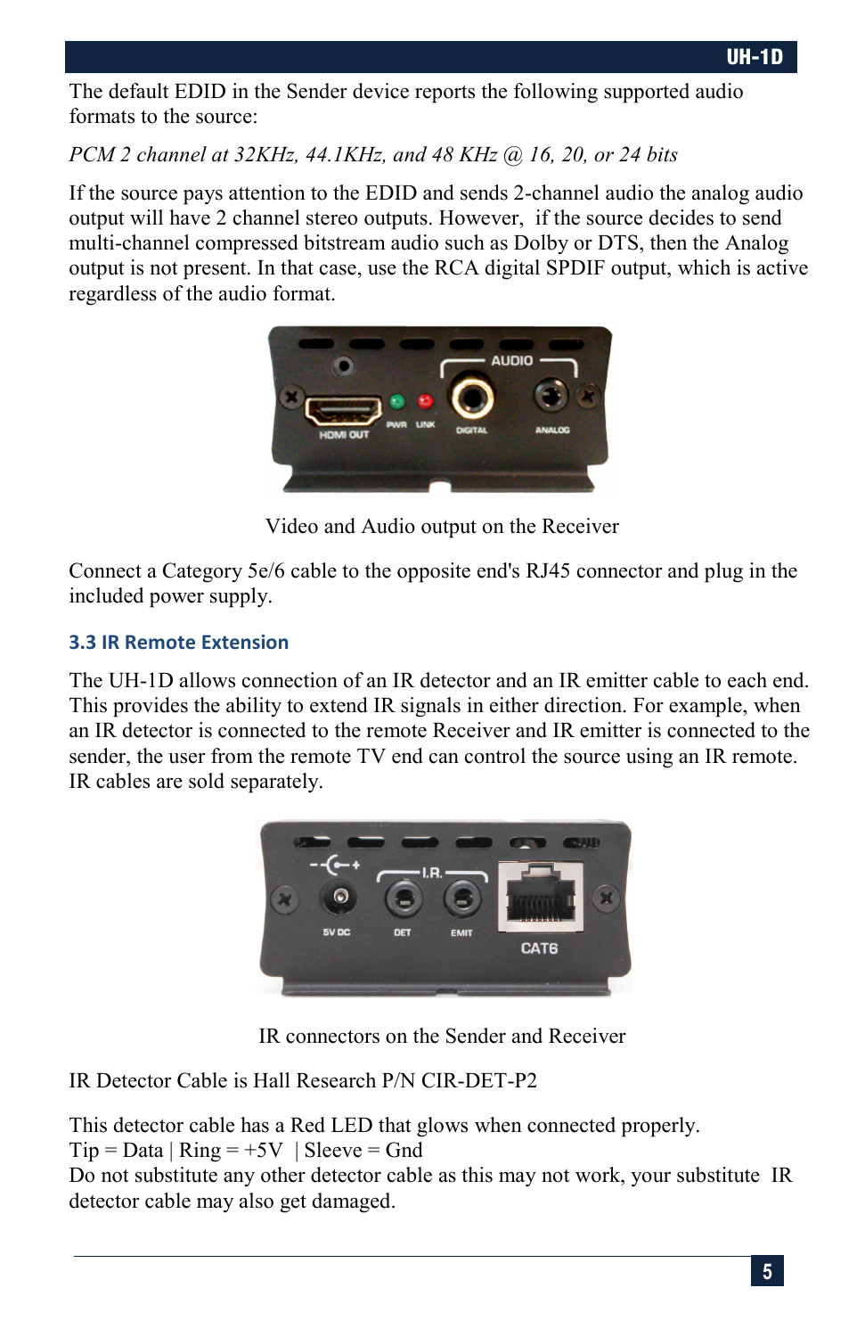The default EDID in the Sender device reports the following supported audio formats to the source:

*PCM 2 channel at 32KHz, 44.1KHz, and 48 KHz @ 16, 20, or 24 bits*

If the source pays attention to the EDID and sends 2-channel audio the analog audio output will have 2 channel stereo outputs. However, if the source decides to send multi-channel compressed bitstream audio such as Dolby or DTS, then the Analog output is not present. In that case, use the RCA digital SPDIF output, which is active regardless of the audio format.

Video and Audio output on the Receiver

Connect a Category 5e/6 cable to the opposite end's RJ45 connector and plug in the included power supply.

### 3.3 IR Remote Extension

The UH-1D allows connection of an IR detector and an IR emitter cable to each end. This provides the ability to extend IR signals in either direction. For example, when an IR detector is connected to the remote Receiver and IR emitter is connected to the sender, the user from the remote TV end can control the source using an IR remote. IR cables are sold separately.

IR connectors on the Sender and Receiver

IR Detector Cable is Hall Research P/N CIR-DET-P2

This detector cable has a Red LED that glows when connected properly.
Tip = Data | Ring = +5V | Sleeve = Gnd
Do not substitute any other detector cable as this may not work, your substitute IR detector cable may also get damaged.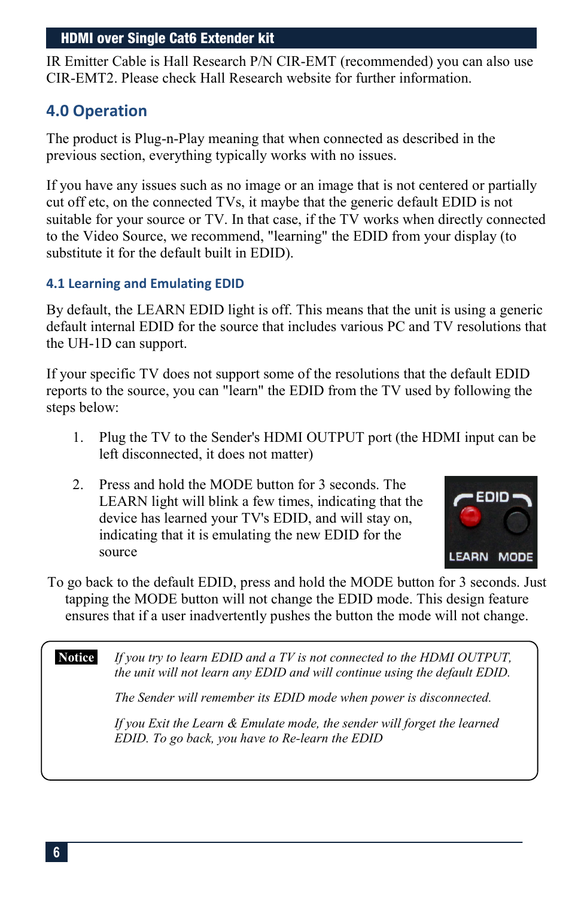IR Emitter Cable is Hall Research P/N CIR-EMT (recommended) you can also use CIR-EMT2. Please check Hall Research website for further information.

## 4.0 Operation

The product is Plug-n-Play meaning that when connected as described in the previous section, everything typically works with no issues.

If you have any issues such as no image or an image that is not centered or partially cut off etc, on the connected TVs, it maybe that the generic default EDID is not suitable for your source or TV. In that case, if the TV works when directly connected to the Video Source, we recommend, "learning" the EDID from your display (to substitute it for the default built in EDID).

### 4.1 Learning and Emulating EDID

By default, the LEARN EDID light is off. This means that the unit is using a generic default internal EDID for the source that includes various PC and TV resolutions that the UH-1D can support.

If your specific TV does not support some of the resolutions that the default EDID reports to the source, you can "learn" the EDID from the TV used by following the steps below:

1. Plug the TV to the Sender's HDMI OUTPUT port (the HDMI input can be left disconnected, it does not matter)
2. Press and hold the MODE button for 3 seconds. The LEARN light will blink a few times, indicating that the device has learned your TV's EDID, and will stay on, indicating that it is emulating the new EDID for the source

To go back to the default EDID, press and hold the MODE button for 3 seconds. Just tapping the MODE button will not change the EDID mode. This design feature ensures that if a user inadvertently pushes the button the mode will not change.

> **Notice** *If you try to learn EDID and a TV is not connected to the HDMI OUTPUT, the unit will not learn any EDID and will continue using the default EDID.*
>
> *The Sender will remember its EDID mode when power is disconnected.*
>
> *If you Exit the Learn & Emulate mode, the sender will forget the learned EDID. To go back, you have to Re-learn the EDID*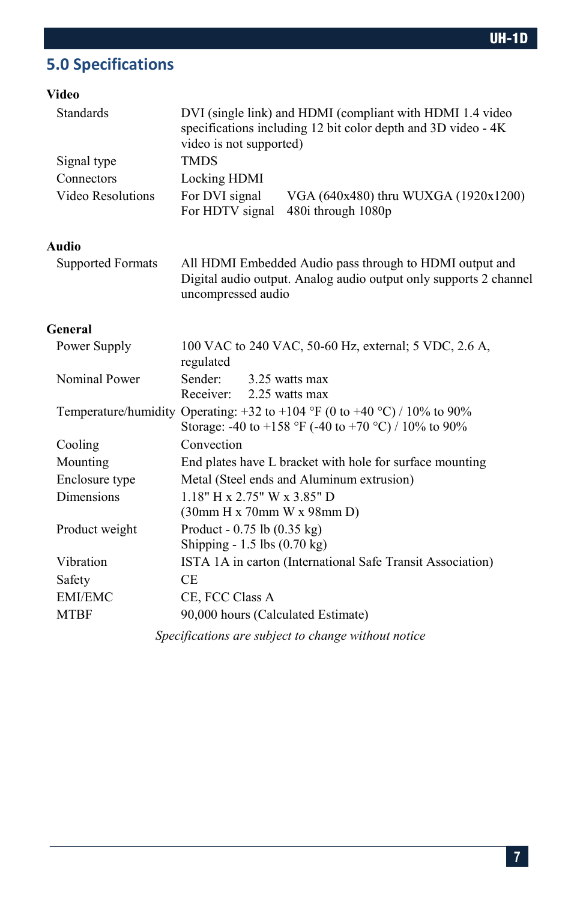## 5.0 Specifications

### Video

| | |
|---|---|
| Standards | DVI (single link) and HDMI (compliant with HDMI 1.4 video specifications including 12 bit color depth and 3D video - 4K video is not supported) |
| Signal type | TMDS |
| Connectors | Locking HDMI |
| Video Resolutions | For DVI signal VGA (640x480) thru WUXGA (1920x1200)<br>For HDTV signal 480i through 1080p |

### Audio

| | |
|---|---|
| Supported Formats | All HDMI Embedded Audio pass through to HDMI output and Digital audio output. Analog audio output only supports 2 channel uncompressed audio |

### General

| | |
|---|---|
| Power Supply | 100 VAC to 240 VAC, 50-60 Hz, external; 5 VDC, 2.6 A, regulated |
| Nominal Power | Sender: 3.25 watts max<br>Receiver: 2.25 watts max |
| Temperature/humidity | Operating: +32 to +104 °F (0 to +40 °C) / 10% to 90%<br>Storage: -40 to +158 °F (-40 to +70 °C) / 10% to 90% |
| Cooling | Convection |
| Mounting | End plates have L bracket with hole for surface mounting |
| Enclosure type | Metal (Steel ends and Aluminum extrusion) |
| Dimensions | 1.18" H x 2.75" W x 3.85" D<br>(30mm H x 70mm W x 98mm D) |
| Product weight | Product - 0.75 lb (0.35 kg)<br>Shipping - 1.5 lbs (0.70 kg) |
| Vibration | ISTA 1A in carton (International Safe Transit Association) |
| Safety | CE |
| EMI/EMC | CE, FCC Class A |
| MTBF | 90,000 hours (Calculated Estimate) |

*Specifications are subject to change without notice*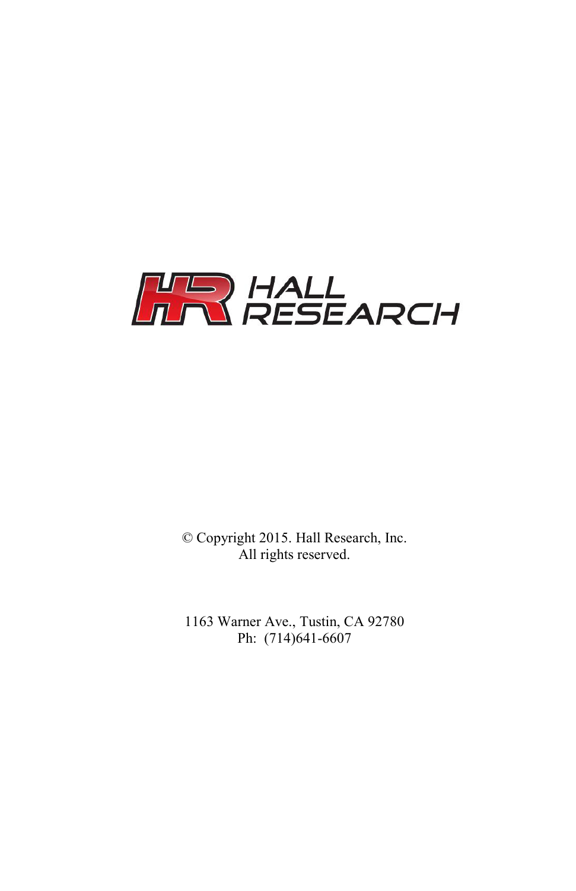HALL RESEARCH

© Copyright 2015. Hall Research, Inc.
All rights reserved.

1163 Warner Ave., Tustin, CA 92780
Ph: (714)641-6607